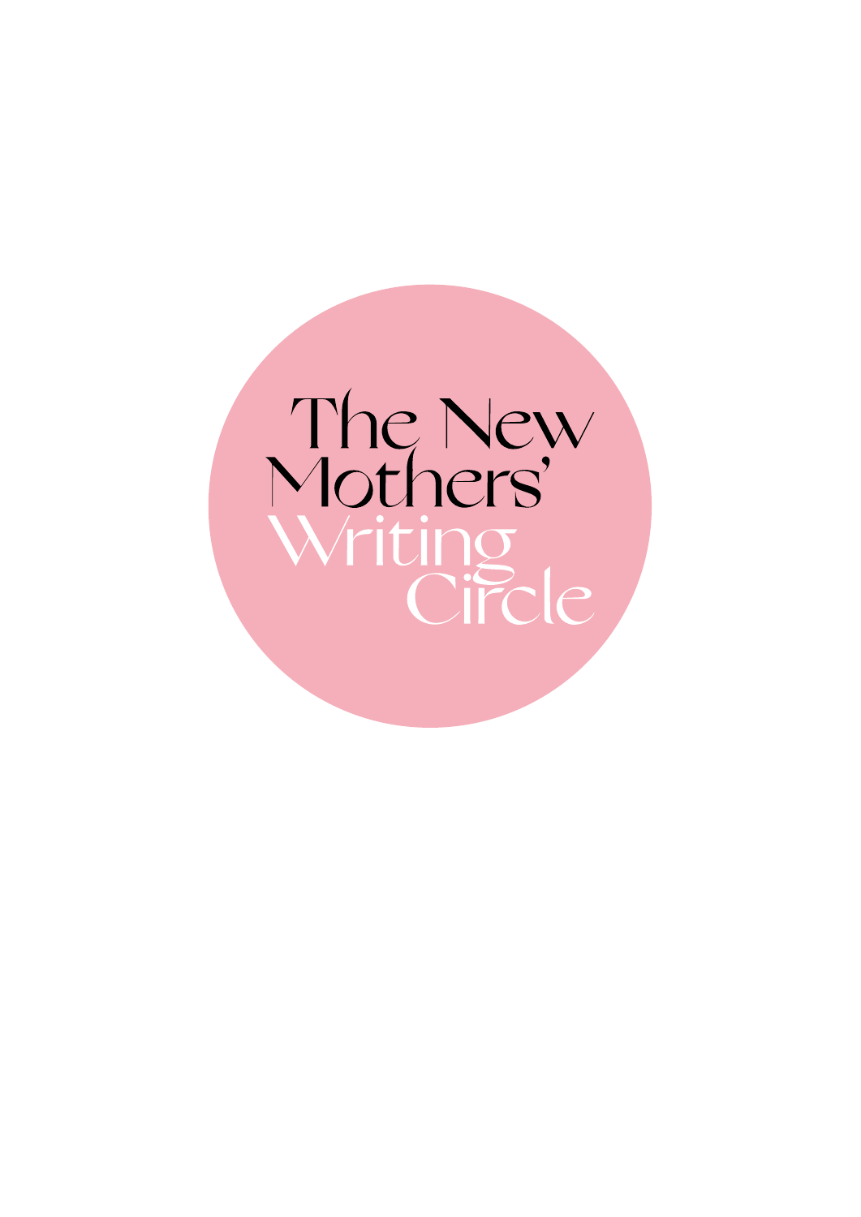# The New Mothers' Writing Circle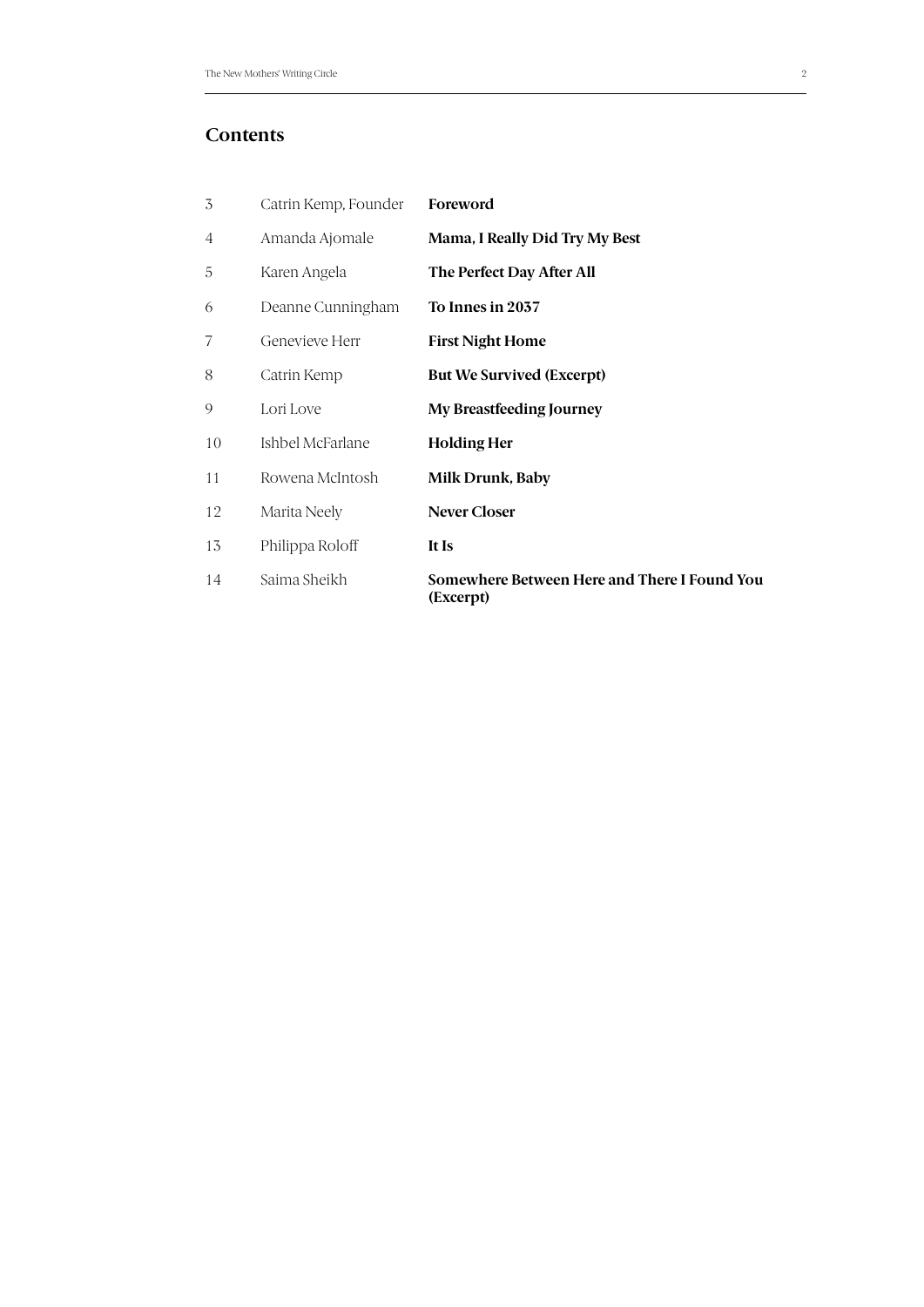## Contents

| | | |
|---|---|---|
| 3 | Catrin Kemp, Founder | **Foreword** |
| 4 | Amanda Ajomale | **Mama, I Really Did Try My Best** |
| 5 | Karen Angela | **The Perfect Day After All** |
| 6 | Deanne Cunningham | **To Innes in 2037** |
| 7 | Genevieve Herr | **First Night Home** |
| 8 | Catrin Kemp | **But We Survived (Excerpt)** |
| 9 | Lori Love | **My Breastfeeding Journey** |
| 10 | Ishbel McFarlane | **Holding Her** |
| 11 | Rowena McIntosh | **Milk Drunk, Baby** |
| 12 | Marita Neely | **Never Closer** |
| 13 | Philippa Roloff | **It Is** |
| 14 | Saima Sheikh | **Somewhere Between Here and There I Found You (Excerpt)** |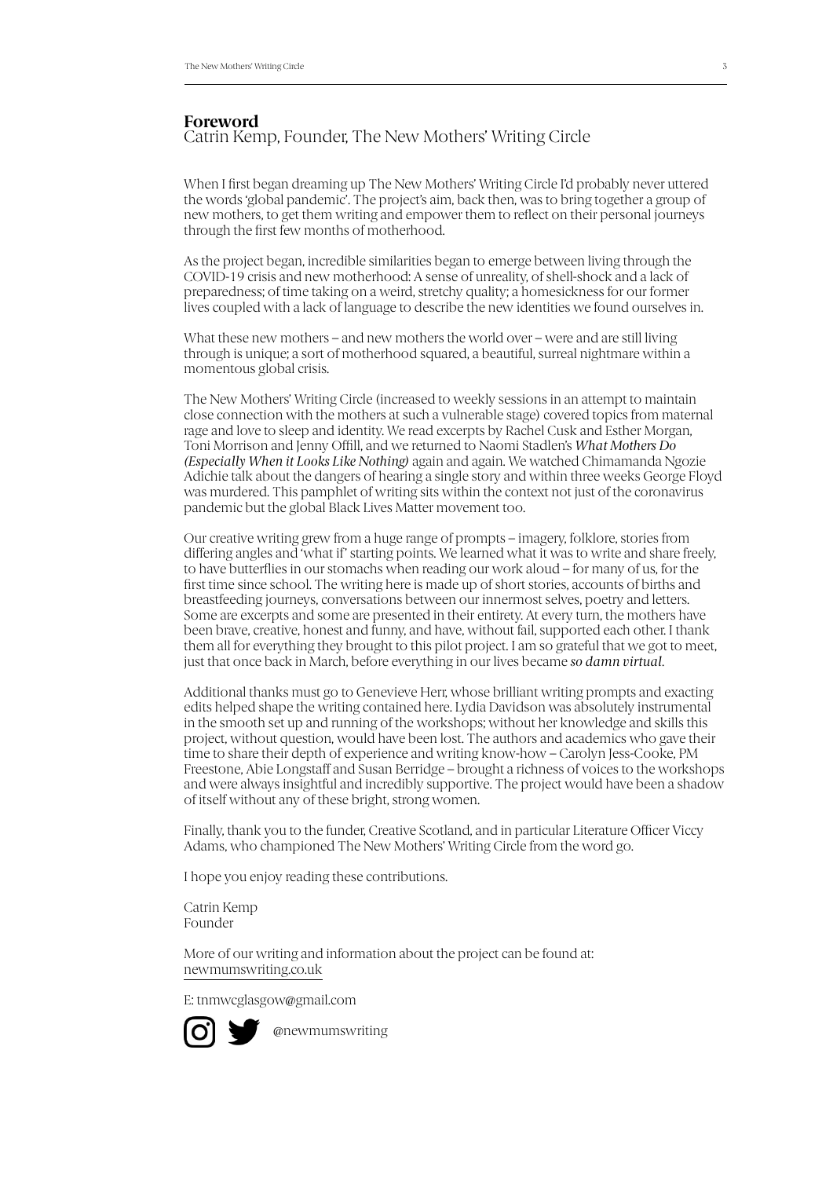## Foreword

Catrin Kemp, Founder, The New Mothers' Writing Circle

When I first began dreaming up The New Mothers' Writing Circle I'd probably never uttered the words 'global pandemic'. The project's aim, back then, was to bring together a group of new mothers, to get them writing and empower them to reflect on their personal journeys through the first few months of motherhood.

As the project began, incredible similarities began to emerge between living through the COVID-19 crisis and new motherhood: A sense of unreality, of shell-shock and a lack of preparedness; of time taking on a weird, stretchy quality; a homesickness for our former lives coupled with a lack of language to describe the new identities we found ourselves in.

What these new mothers – and new mothers the world over – were and are still living through is unique; a sort of motherhood squared, a beautiful, surreal nightmare within a momentous global crisis.

The New Mothers' Writing Circle (increased to weekly sessions in an attempt to maintain close connection with the mothers at such a vulnerable stage) covered topics from maternal rage and love to sleep and identity. We read excerpts by Rachel Cusk and Esther Morgan, Toni Morrison and Jenny Offill, and we returned to Naomi Stadlen's *What Mothers Do (Especially When it Looks Like Nothing)* again and again. We watched Chimamanda Ngozie Adichie talk about the dangers of hearing a single story and within three weeks George Floyd was murdered. This pamphlet of writing sits within the context not just of the coronavirus pandemic but the global Black Lives Matter movement too.

Our creative writing grew from a huge range of prompts – imagery, folklore, stories from differing angles and 'what if' starting points. We learned what it was to write and share freely, to have butterflies in our stomachs when reading our work aloud – for many of us, for the first time since school. The writing here is made up of short stories, accounts of births and breastfeeding journeys, conversations between our innermost selves, poetry and letters. Some are excerpts and some are presented in their entirety. At every turn, the mothers have been brave, creative, honest and funny, and have, without fail, supported each other. I thank them all for everything they brought to this pilot project. I am so grateful that we got to meet, just that once back in March, before everything in our lives became *so damn virtual*.

Additional thanks must go to Genevieve Herr, whose brilliant writing prompts and exacting edits helped shape the writing contained here. Lydia Davidson was absolutely instrumental in the smooth set up and running of the workshops; without her knowledge and skills this project, without question, would have been lost. The authors and academics who gave their time to share their depth of experience and writing know-how – Carolyn Jess-Cooke, PM Freestone, Abie Longstaff and Susan Berridge – brought a richness of voices to the workshops and were always insightful and incredibly supportive. The project would have been a shadow of itself without any of these bright, strong women.

Finally, thank you to the funder, Creative Scotland, and in particular Literature Officer Viccy Adams, who championed The New Mothers' Writing Circle from the word go.

I hope you enjoy reading these contributions.

Catrin Kemp
Founder

More of our writing and information about the project can be found at:
newmumswriting.co.uk

E: tnmwcglasgow@gmail.com

@newmumswriting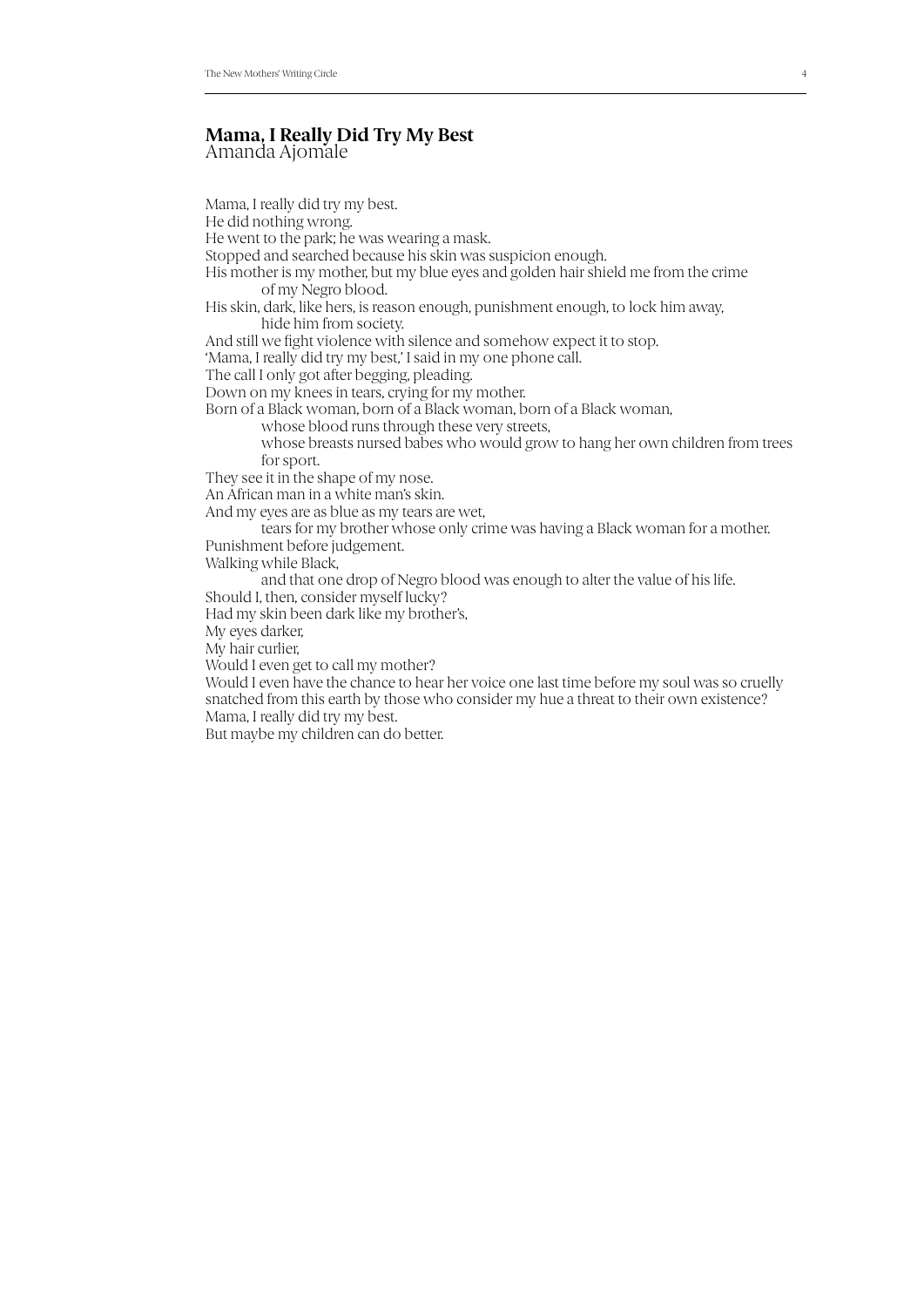## Mama, I Really Did Try My Best
Amanda Ajomale

Mama, I really did try my best.
He did nothing wrong.
He went to the park; he was wearing a mask.
Stopped and searched because his skin was suspicion enough.
His mother is my mother, but my blue eyes and golden hair shield me from the crime
    of my Negro blood.
His skin, dark, like hers, is reason enough, punishment enough, to lock him away,
    hide him from society.
And still we fight violence with silence and somehow expect it to stop.
'Mama, I really did try my best,' I said in my one phone call.
The call I only got after begging, pleading.
Down on my knees in tears, crying for my mother.
Born of a Black woman, born of a Black woman, born of a Black woman,
    whose blood runs through these very streets,
    whose breasts nursed babes who would grow to hang her own children from trees
    for sport.
They see it in the shape of my nose.
An African man in a white man's skin.
And my eyes are as blue as my tears are wet,
    tears for my brother whose only crime was having a Black woman for a mother.
Punishment before judgement.
Walking while Black,
    and that one drop of Negro blood was enough to alter the value of his life.
Should I, then, consider myself lucky?
Had my skin been dark like my brother's,
My eyes darker,
My hair curlier,
Would I even get to call my mother?
Would I even have the chance to hear her voice one last time before my soul was so cruelly snatched from this earth by those who consider my hue a threat to their own existence?
Mama, I really did try my best.
But maybe my children can do better.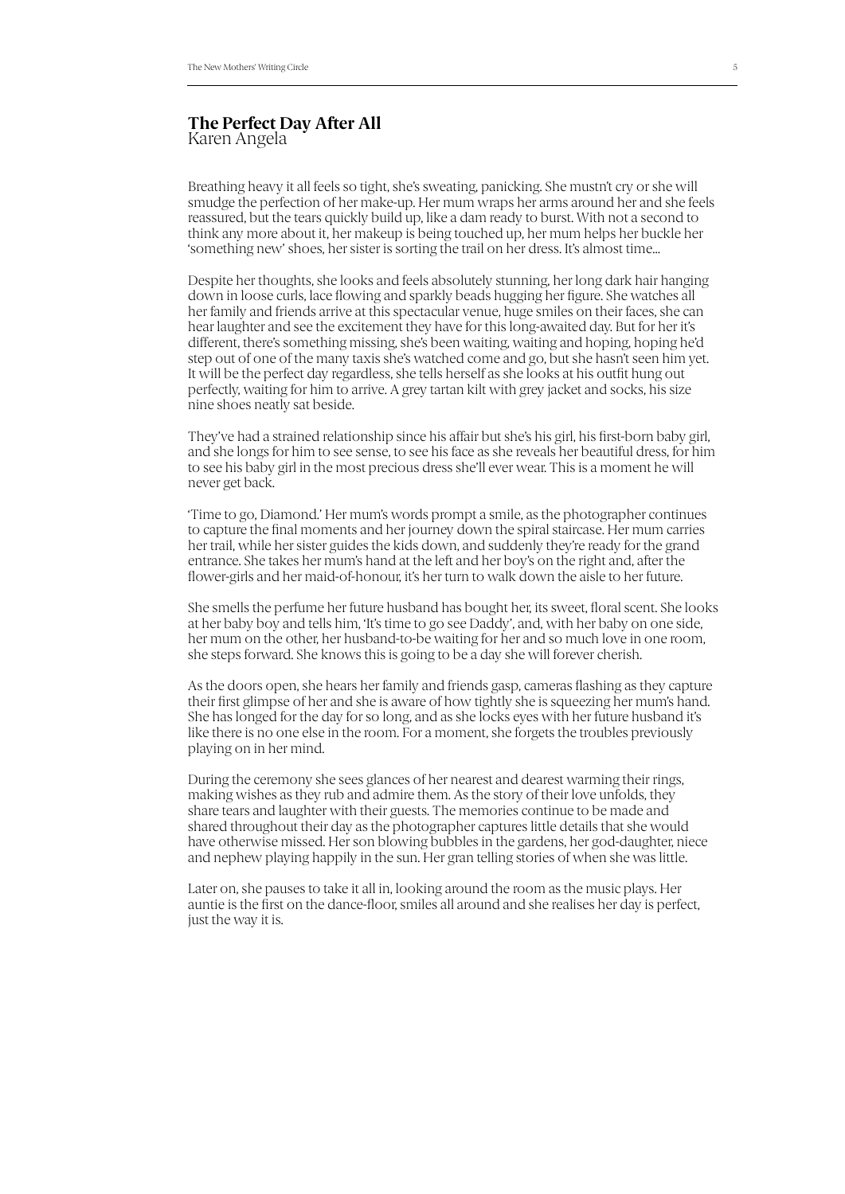## The Perfect Day After All
Karen Angela

Breathing heavy it all feels so tight, she's sweating, panicking. She mustn't cry or she will smudge the perfection of her make-up. Her mum wraps her arms around her and she feels reassured, but the tears quickly build up, like a dam ready to burst. With not a second to think any more about it, her makeup is being touched up, her mum helps her buckle her 'something new' shoes, her sister is sorting the trail on her dress. It's almost time...

Despite her thoughts, she looks and feels absolutely stunning, her long dark hair hanging down in loose curls, lace flowing and sparkly beads hugging her figure. She watches all her family and friends arrive at this spectacular venue, huge smiles on their faces, she can hear laughter and see the excitement they have for this long-awaited day. But for her it's different, there's something missing, she's been waiting, waiting and hoping, hoping he'd step out of one of the many taxis she's watched come and go, but she hasn't seen him yet. It will be the perfect day regardless, she tells herself as she looks at his outfit hung out perfectly, waiting for him to arrive. A grey tartan kilt with grey jacket and socks, his size nine shoes neatly sat beside.

They've had a strained relationship since his affair but she's his girl, his first-born baby girl, and she longs for him to see sense, to see his face as she reveals her beautiful dress, for him to see his baby girl in the most precious dress she'll ever wear. This is a moment he will never get back.

'Time to go, Diamond.' Her mum's words prompt a smile, as the photographer continues to capture the final moments and her journey down the spiral staircase. Her mum carries her trail, while her sister guides the kids down, and suddenly they're ready for the grand entrance. She takes her mum's hand at the left and her boy's on the right and, after the flower-girls and her maid-of-honour, it's her turn to walk down the aisle to her future.

She smells the perfume her future husband has bought her, its sweet, floral scent. She looks at her baby boy and tells him, 'It's time to go see Daddy', and, with her baby on one side, her mum on the other, her husband-to-be waiting for her and so much love in one room, she steps forward. She knows this is going to be a day she will forever cherish.

As the doors open, she hears her family and friends gasp, cameras flashing as they capture their first glimpse of her and she is aware of how tightly she is squeezing her mum's hand. She has longed for the day for so long, and as she locks eyes with her future husband it's like there is no one else in the room. For a moment, she forgets the troubles previously playing on in her mind.

During the ceremony she sees glances of her nearest and dearest warming their rings, making wishes as they rub and admire them. As the story of their love unfolds, they share tears and laughter with their guests. The memories continue to be made and shared throughout their day as the photographer captures little details that she would have otherwise missed. Her son blowing bubbles in the gardens, her god-daughter, niece and nephew playing happily in the sun. Her gran telling stories of when she was little.

Later on, she pauses to take it all in, looking around the room as the music plays. Her auntie is the first on the dance-floor, smiles all around and she realises her day is perfect, just the way it is.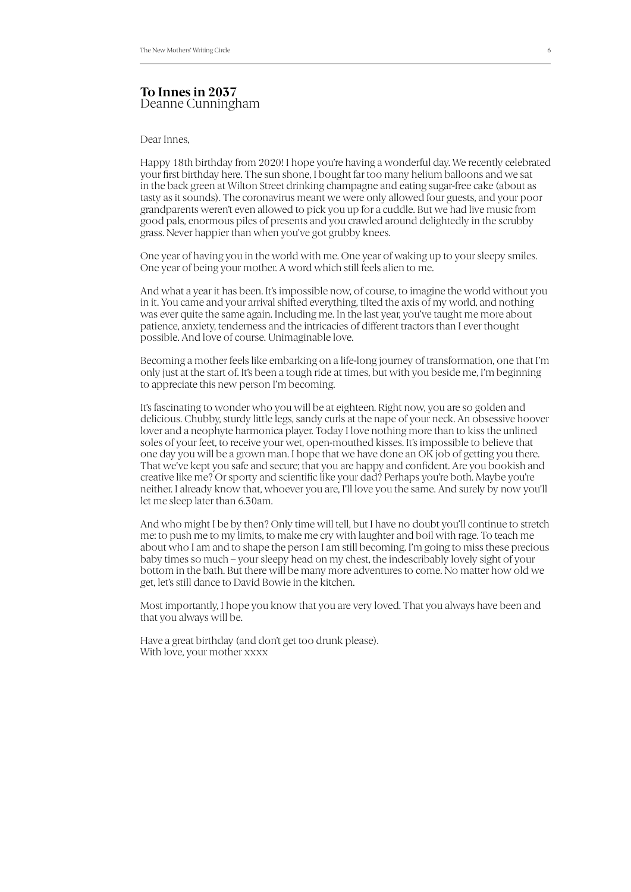## To Innes in 2037

Deanne Cunningham

Dear Innes,

Happy 18th birthday from 2020! I hope you're having a wonderful day. We recently celebrated your first birthday here. The sun shone, I bought far too many helium balloons and we sat in the back green at Wilton Street drinking champagne and eating sugar-free cake (about as tasty as it sounds). The coronavirus meant we were only allowed four guests, and your poor grandparents weren't even allowed to pick you up for a cuddle. But we had live music from good pals, enormous piles of presents and you crawled around delightedly in the scrubby grass. Never happier than when you've got grubby knees.

One year of having you in the world with me. One year of waking up to your sleepy smiles. One year of being your mother. A word which still feels alien to me.

And what a year it has been. It's impossible now, of course, to imagine the world without you in it. You came and your arrival shifted everything, tilted the axis of my world, and nothing was ever quite the same again. Including me. In the last year, you've taught me more about patience, anxiety, tenderness and the intricacies of different tractors than I ever thought possible. And love of course. Unimaginable love.

Becoming a mother feels like embarking on a life-long journey of transformation, one that I'm only just at the start of. It's been a tough ride at times, but with you beside me, I'm beginning to appreciate this new person I'm becoming.

It's fascinating to wonder who you will be at eighteen. Right now, you are so golden and delicious. Chubby, sturdy little legs, sandy curls at the nape of your neck. An obsessive hoover lover and a neophyte harmonica player. Today I love nothing more than to kiss the unlined soles of your feet, to receive your wet, open-mouthed kisses. It's impossible to believe that one day you will be a grown man. I hope that we have done an OK job of getting you there. That we've kept you safe and secure; that you are happy and confident. Are you bookish and creative like me? Or sporty and scientific like your dad? Perhaps you're both. Maybe you're neither. I already know that, whoever you are, I'll love you the same. And surely by now you'll let me sleep later than 6.30am.

And who might I be by then? Only time will tell, but I have no doubt you'll continue to stretch me: to push me to my limits, to make me cry with laughter and boil with rage. To teach me about who I am and to shape the person I am still becoming. I'm going to miss these precious baby times so much – your sleepy head on my chest, the indescribably lovely sight of your bottom in the bath. But there will be many more adventures to come. No matter how old we get, let's still dance to David Bowie in the kitchen.

Most importantly, I hope you know that you are very loved. That you always have been and that you always will be.

Have a great birthday (and don't get too drunk please).
With love, your mother xxxx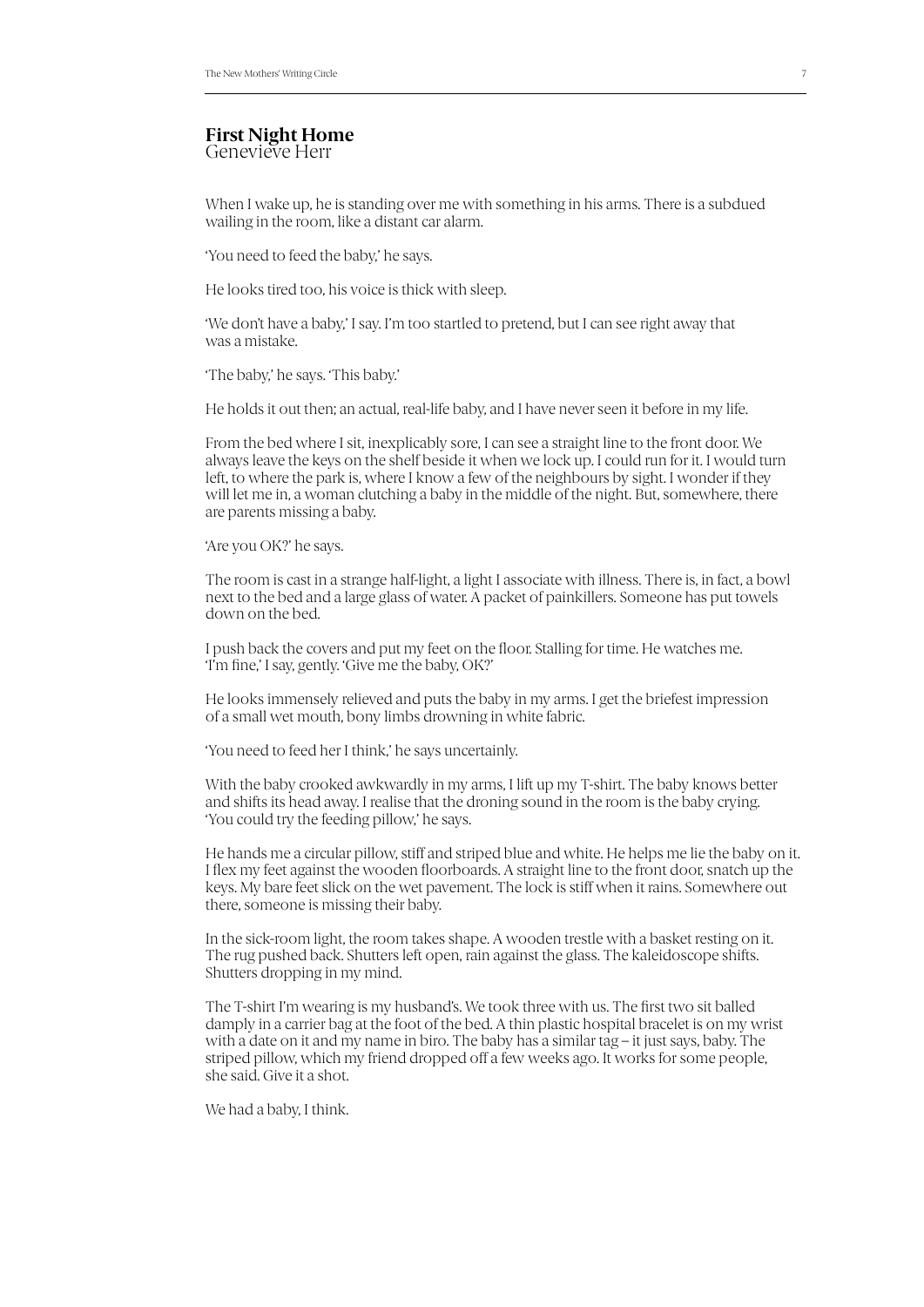# First Night Home

Geneviève Herr

When I wake up, he is standing over me with something in his arms. There is a subdued wailing in the room, like a distant car alarm.

'You need to feed the baby,' he says.

He looks tired too, his voice is thick with sleep.

'We don't have a baby,' I say. I'm too startled to pretend, but I can see right away that was a mistake.

'The baby,' he says. 'This baby.'

He holds it out then; an actual, real-life baby, and I have never seen it before in my life.

From the bed where I sit, inexplicably sore, I can see a straight line to the front door. We always leave the keys on the shelf beside it when we lock up. I could run for it. I would turn left, to where the park is, where I know a few of the neighbours by sight. I wonder if they will let me in, a woman clutching a baby in the middle of the night. But, somewhere, there are parents missing a baby.

'Are you OK?' he says.

The room is cast in a strange half-light, a light I associate with illness. There is, in fact, a bowl next to the bed and a large glass of water. A packet of painkillers. Someone has put towels down on the bed.

I push back the covers and put my feet on the floor. Stalling for time. He watches me. 'I'm fine,' I say, gently. 'Give me the baby, OK?'

He looks immensely relieved and puts the baby in my arms. I get the briefest impression of a small wet mouth, bony limbs drowning in white fabric.

'You need to feed her I think,' he says uncertainly.

With the baby crooked awkwardly in my arms, I lift up my T-shirt. The baby knows better and shifts its head away. I realise that the droning sound in the room is the baby crying. 'You could try the feeding pillow,' he says.

He hands me a circular pillow, stiff and striped blue and white. He helps me lie the baby on it. I flex my feet against the wooden floorboards. A straight line to the front door, snatch up the keys. My bare feet slick on the wet pavement. The lock is stiff when it rains. Somewhere out there, someone is missing their baby.

In the sick-room light, the room takes shape. A wooden trestle with a basket resting on it. The rug pushed back. Shutters left open, rain against the glass. The kaleidoscope shifts. Shutters dropping in my mind.

The T-shirt I'm wearing is my husband's. We took three with us. The first two sit balled damply in a carrier bag at the foot of the bed. A thin plastic hospital bracelet is on my wrist with a date on it and my name in biro. The baby has a similar tag – it just says, baby. The striped pillow, which my friend dropped off a few weeks ago. It works for some people, she said. Give it a shot.

We had a baby, I think.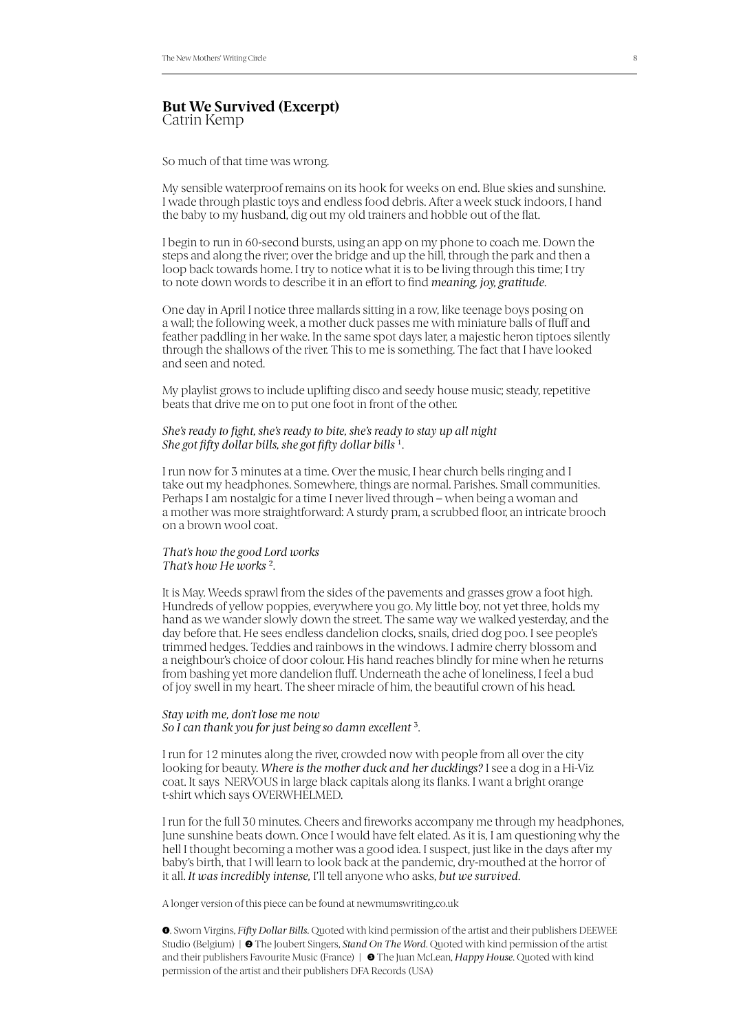## But We Survived (Excerpt)
Catrin Kemp

So much of that time was wrong.

My sensible waterproof remains on its hook for weeks on end. Blue skies and sunshine. I wade through plastic toys and endless food debris. After a week stuck indoors, I hand the baby to my husband, dig out my old trainers and hobble out of the flat.

I begin to run in 60-second bursts, using an app on my phone to coach me. Down the steps and along the river; over the bridge and up the hill, through the park and then a loop back towards home. I try to notice what it is to be living through this time; I try to note down words to describe it in an effort to find *meaning, joy, gratitude*.

One day in April I notice three mallards sitting in a row, like teenage boys posing on a wall; the following week, a mother duck passes me with miniature balls of fluff and feather paddling in her wake. In the same spot days later, a majestic heron tiptoes silently through the shallows of the river. This to me is something. The fact that I have looked and seen and noted.

My playlist grows to include uplifting disco and seedy house music; steady, repetitive beats that drive me on to put one foot in front of the other.

*She's ready to fight, she's ready to bite, she's ready to stay up all night*
*She got fifty dollar bills, she got fifty dollar bills* [1].

I run now for 3 minutes at a time. Over the music, I hear church bells ringing and I take out my headphones. Somewhere, things are normal. Parishes. Small communities. Perhaps I am nostalgic for a time I never lived through – when being a woman and a mother was more straightforward: A sturdy pram, a scrubbed floor, an intricate brooch on a brown wool coat.

*That's how the good Lord works*
*That's how He works* [2].

It is May. Weeds sprawl from the sides of the pavements and grasses grow a foot high. Hundreds of yellow poppies, everywhere you go. My little boy, not yet three, holds my hand as we wander slowly down the street. The same way we walked yesterday, and the day before that. He sees endless dandelion clocks, snails, dried dog poo. I see people's trimmed hedges. Teddies and rainbows in the windows. I admire cherry blossom and a neighbour's choice of door colour. His hand reaches blindly for mine when he returns from bashing yet more dandelion fluff. Underneath the ache of loneliness, I feel a bud of joy swell in my heart. The sheer miracle of him, the beautiful crown of his head.

*Stay with me, don't lose me now*
*So I can thank you for just being so damn excellent* [3].

I run for 12 minutes along the river, crowded now with people from all over the city looking for beauty. *Where is the mother duck and her ducklings?* I see a dog in a Hi-Viz coat. It says NERVOUS in large black capitals along its flanks. I want a bright orange t-shirt which says OVERWHELMED.

I run for the full 30 minutes. Cheers and fireworks accompany me through my headphones, June sunshine beats down. Once I would have felt elated. As it is, I am questioning why the hell I thought becoming a mother was a good idea. I suspect, just like in the days after my baby's birth, that I will learn to look back at the pandemic, dry-mouthed at the horror of it all. *It was incredibly intense,* I'll tell anyone who asks, *but we survived*.

A longer version of this piece can be found at newmumswriting.co.uk

❶. Sworn Virgins, *Fifty Dollar Bills*. Quoted with kind permission of the artist and their publishers DEEWEE Studio (Belgium) | ❷ The Joubert Singers, *Stand On The Word*. Quoted with kind permission of the artist and their publishers Favourite Music (France) | ❸ The Juan McLean, *Happy House*. Quoted with kind permission of the artist and their publishers DFA Records (USA)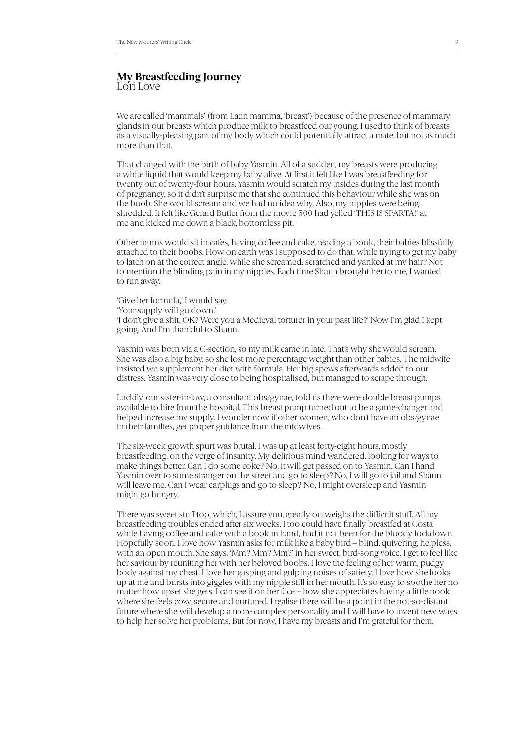## My Breastfeeding Journey

Lori Love

We are called 'mammals' (from Latin mamma, 'breast') because of the presence of mammary glands in our breasts which produce milk to breastfeed our young. I used to think of breasts as a visually-pleasing part of my body which could potentially attract a mate, but not as much more than that.

That changed with the birth of baby Yasmin. All of a sudden, my breasts were producing a white liquid that would keep my baby alive. At first it felt like I was breastfeeding for twenty out of twenty-four hours. Yasmin would scratch my insides during the last month of pregnancy, so it didn't surprise me that she continued this behaviour while she was on the boob. She would scream and we had no idea why. Also, my nipples were being shredded. It felt like Gerard Butler from the movie 300 had yelled 'THIS IS SPARTA!' at me and kicked me down a black, bottomless pit.

Other mums would sit in cafes, having coffee and cake, reading a book, their babies blissfully attached to their boobs. How on earth was I supposed to do that, while trying to get my baby to latch on at the correct angle, while she screamed, scratched and yanked at my hair? Not to mention the blinding pain in my nipples. Each time Shaun brought her to me, I wanted to run away.

'Give her formula,' I would say.
'Your supply will go down.'
'I don't give a shit, OK? Were you a Medieval torturer in your past life?' Now I'm glad I kept going. And I'm thankful to Shaun.

Yasmin was born via a C-section, so my milk came in late. That's why she would scream. She was also a big baby, so she lost more percentage weight than other babies. The midwife insisted we supplement her diet with formula. Her big spews afterwards added to our distress. Yasmin was very close to being hospitalised, but managed to scrape through.

Luckily, our sister-in-law, a consultant obs/gynae, told us there were double breast pumps available to hire from the hospital. This breast pump turned out to be a game-changer and helped increase my supply. I wonder now if other women, who don't have an obs/gynae in their families, get proper guidance from the midwives.

The six-week growth spurt was brutal. I was up at least forty-eight hours, mostly breastfeeding, on the verge of insanity. My delirious mind wandered, looking for ways to make things better. Can I do some coke? No, it will get passed on to Yasmin. Can I hand Yasmin over to some stranger on the street and go to sleep? No, I will go to jail and Shaun will leave me. Can I wear earplugs and go to sleep? No, I might oversleep and Yasmin might go hungry.

There was sweet stuff too, which, I assure you, greatly outweighs the difficult stuff. All my breastfeeding troubles ended after six weeks. I too could have finally breastfed at Costa while having coffee and cake with a book in hand, had it not been for the bloody lockdown. Hopefully soon. I love how Yasmin asks for milk like a baby bird – blind, quivering, helpless, with an open mouth. She says, 'Mm? Mm? Mm?' in her sweet, bird-song voice. I get to feel like her saviour by reuniting her with her beloved boobs. I love the feeling of her warm, pudgy body against my chest. I love her gasping and gulping noises of satiety. I love how she looks up at me and bursts into giggles with my nipple still in her mouth. It's so easy to soothe her no matter how upset she gets. I can see it on her face – how she appreciates having a little nook where she feels cozy, secure and nurtured. I realise there will be a point in the not-so-distant future where she will develop a more complex personality and I will have to invent new ways to help her solve her problems. But for now, I have my breasts and I'm grateful for them.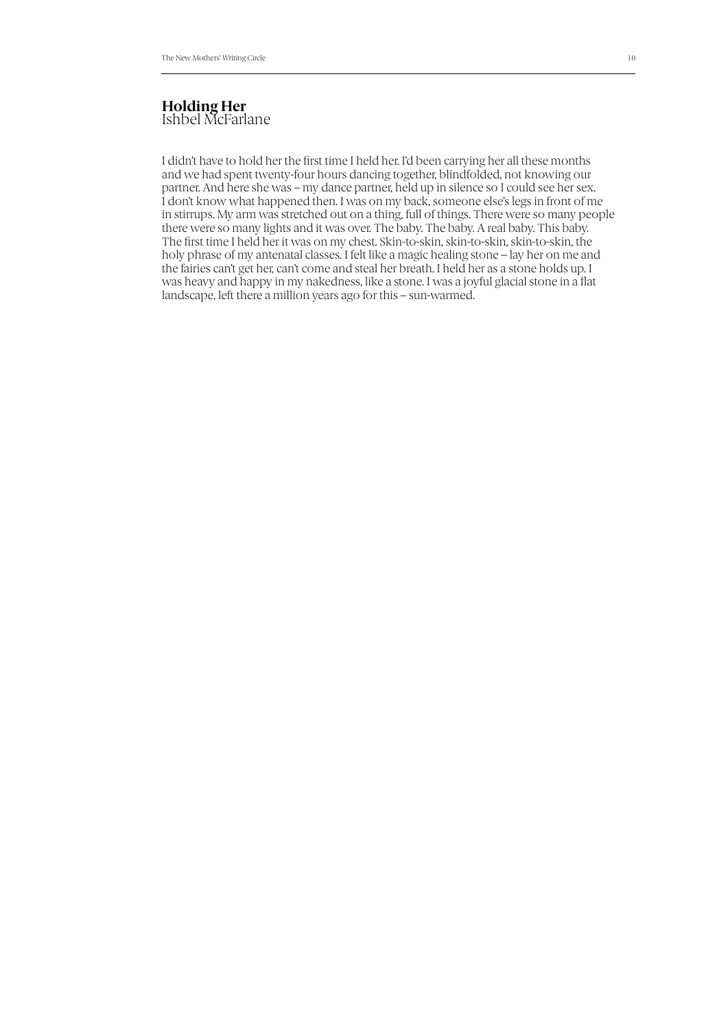## Holding Her

Ishbel McFarlane

I didn't have to hold her the first time I held her. I'd been carrying her all these months and we had spent twenty-four hours dancing together, blindfolded, not knowing our partner. And here she was – my dance partner, held up in silence so I could see her sex. I don't know what happened then. I was on my back, someone else's legs in front of me in stirrups. My arm was stretched out on a thing, full of things. There were so many people there were so many lights and it was over. The baby. The baby. A real baby. This baby. The first time I held her it was on my chest. Skin-to-skin, skin-to-skin, skin-to-skin, the holy phrase of my antenatal classes. I felt like a magic healing stone – lay her on me and the fairies can't get her, can't come and steal her breath. I held her as a stone holds up. I was heavy and happy in my nakedness, like a stone. I was a joyful glacial stone in a flat landscape, left there a million years ago for this – sun-warmed.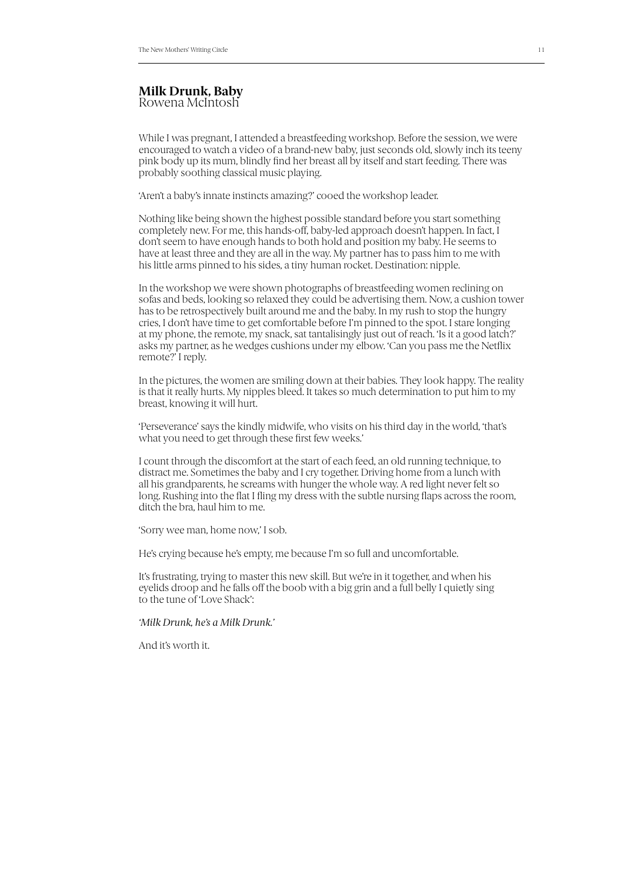## Milk Drunk, Baby

Rowena McIntosh

While I was pregnant, I attended a breastfeeding workshop. Before the session, we were encouraged to watch a video of a brand-new baby, just seconds old, slowly inch its teeny pink body up its mum, blindly find her breast all by itself and start feeding. There was probably soothing classical music playing.

'Aren't a baby's innate instincts amazing?' cooed the workshop leader.

Nothing like being shown the highest possible standard before you start something completely new. For me, this hands-off, baby-led approach doesn't happen. In fact, I don't seem to have enough hands to both hold and position my baby. He seems to have at least three and they are all in the way. My partner has to pass him to me with his little arms pinned to his sides, a tiny human rocket. Destination: nipple.

In the workshop we were shown photographs of breastfeeding women reclining on sofas and beds, looking so relaxed they could be advertising them. Now, a cushion tower has to be retrospectively built around me and the baby. In my rush to stop the hungry cries, I don't have time to get comfortable before I'm pinned to the spot. I stare longing at my phone, the remote, my snack, sat tantalisingly just out of reach. 'Is it a good latch?' asks my partner, as he wedges cushions under my elbow. 'Can you pass me the Netflix remote?' I reply.

In the pictures, the women are smiling down at their babies. They look happy. The reality is that it really hurts. My nipples bleed. It takes so much determination to put him to my breast, knowing it will hurt.

'Perseverance' says the kindly midwife, who visits on his third day in the world, 'that's what you need to get through these first few weeks.'

I count through the discomfort at the start of each feed, an old running technique, to distract me. Sometimes the baby and I cry together. Driving home from a lunch with all his grandparents, he screams with hunger the whole way. A red light never felt so long. Rushing into the flat I fling my dress with the subtle nursing flaps across the room, ditch the bra, haul him to me.

'Sorry wee man, home now,' I sob.

He's crying because he's empty, me because I'm so full and uncomfortable.

It's frustrating, trying to master this new skill. But we're in it together, and when his eyelids droop and he falls off the boob with a big grin and a full belly I quietly sing to the tune of 'Love Shack':

*'Milk Drunk, he's a Milk Drunk.'*

And it's worth it.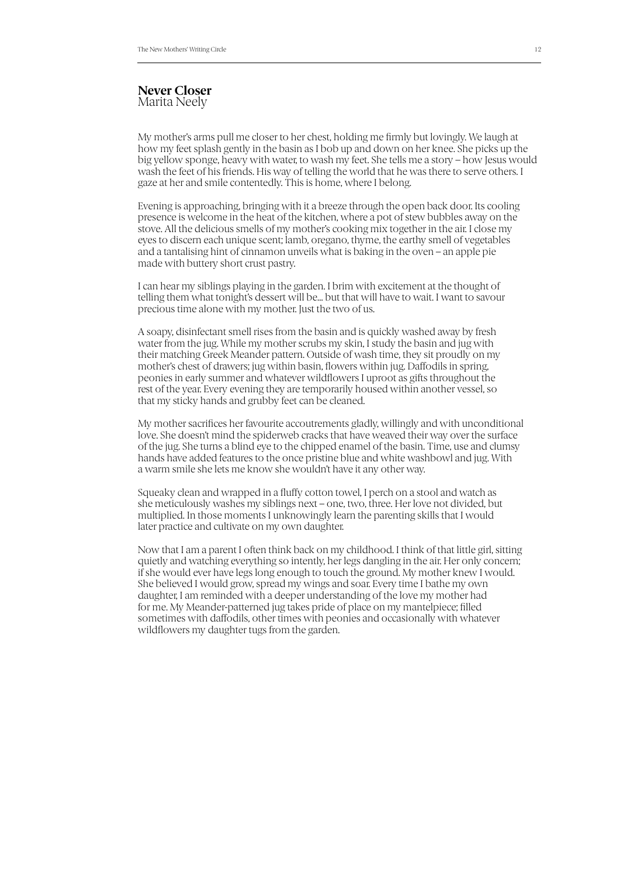## Never Closer

Marita Neely

My mother's arms pull me closer to her chest, holding me firmly but lovingly. We laugh at how my feet splash gently in the basin as I bob up and down on her knee. She picks up the big yellow sponge, heavy with water, to wash my feet. She tells me a story – how Jesus would wash the feet of his friends. His way of telling the world that he was there to serve others. I gaze at her and smile contentedly. This is home, where I belong.

Evening is approaching, bringing with it a breeze through the open back door. Its cooling presence is welcome in the heat of the kitchen, where a pot of stew bubbles away on the stove. All the delicious smells of my mother's cooking mix together in the air. I close my eyes to discern each unique scent; lamb, oregano, thyme, the earthy smell of vegetables and a tantalising hint of cinnamon unveils what is baking in the oven – an apple pie made with buttery short crust pastry.

I can hear my siblings playing in the garden. I brim with excitement at the thought of telling them what tonight's dessert will be... but that will have to wait. I want to savour precious time alone with my mother. Just the two of us.

A soapy, disinfectant smell rises from the basin and is quickly washed away by fresh water from the jug. While my mother scrubs my skin, I study the basin and jug with their matching Greek Meander pattern. Outside of wash time, they sit proudly on my mother's chest of drawers; jug within basin, flowers within jug. Daffodils in spring, peonies in early summer and whatever wildflowers I uproot as gifts throughout the rest of the year. Every evening they are temporarily housed within another vessel, so that my sticky hands and grubby feet can be cleaned.

My mother sacrifices her favourite accoutrements gladly, willingly and with unconditional love. She doesn't mind the spiderweb cracks that have weaved their way over the surface of the jug. She turns a blind eye to the chipped enamel of the basin. Time, use and clumsy hands have added features to the once pristine blue and white washbowl and jug. With a warm smile she lets me know she wouldn't have it any other way.

Squeaky clean and wrapped in a fluffy cotton towel, I perch on a stool and watch as she meticulously washes my siblings next – one, two, three. Her love not divided, but multiplied. In those moments I unknowingly learn the parenting skills that I would later practice and cultivate on my own daughter.

Now that I am a parent I often think back on my childhood. I think of that little girl, sitting quietly and watching everything so intently, her legs dangling in the air. Her only concern; if she would ever have legs long enough to touch the ground. My mother knew I would. She believed I would grow, spread my wings and soar. Every time I bathe my own daughter, I am reminded with a deeper understanding of the love my mother had for me. My Meander-patterned jug takes pride of place on my mantelpiece; filled sometimes with daffodils, other times with peonies and occasionally with whatever wildflowers my daughter tugs from the garden.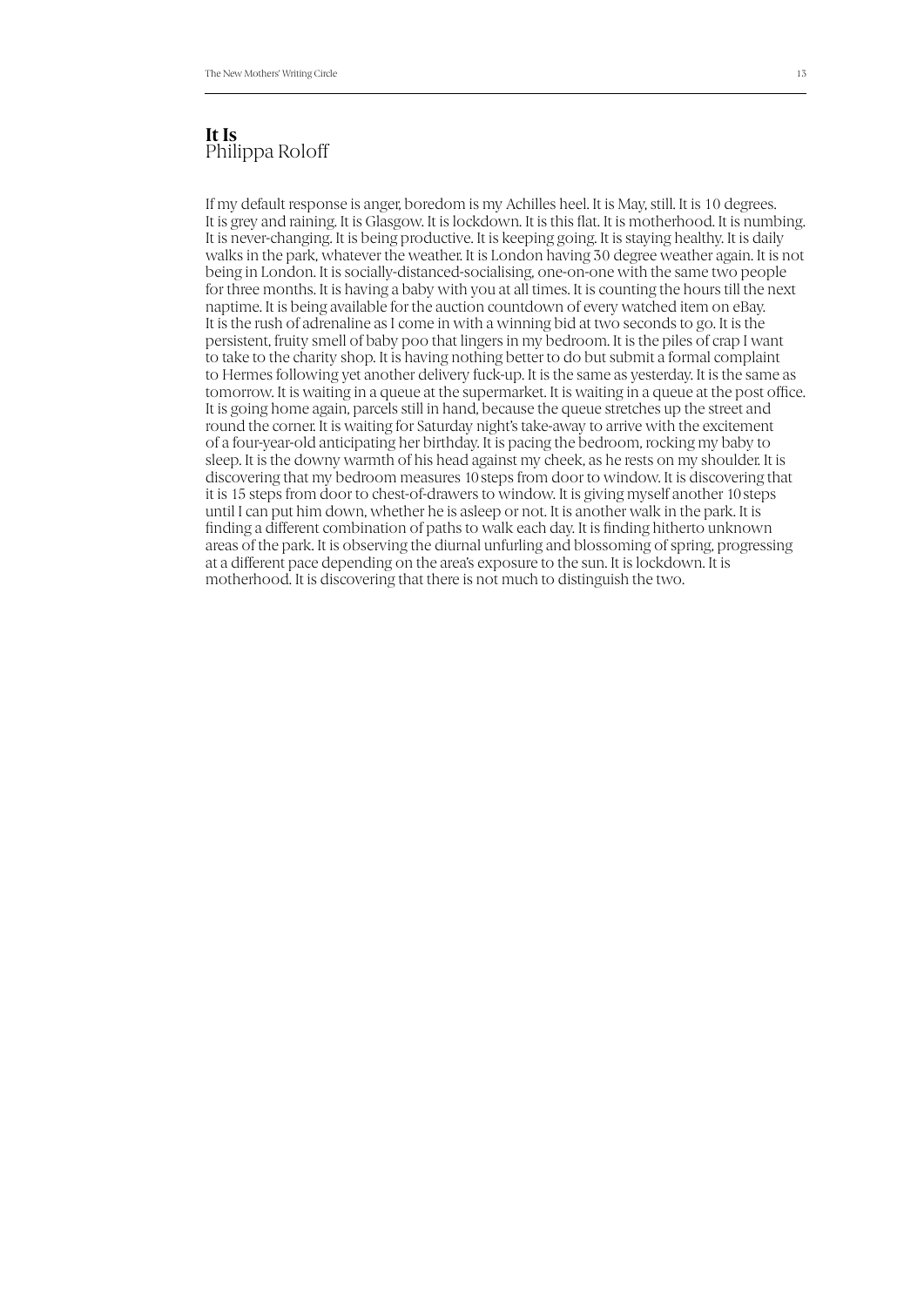## It Is

Philippa Roloff

If my default response is anger, boredom is my Achilles heel. It is May, still. It is 10 degrees. It is grey and raining. It is Glasgow. It is lockdown. It is this flat. It is motherhood. It is numbing. It is never-changing. It is being productive. It is keeping going. It is staying healthy. It is daily walks in the park, whatever the weather. It is London having 30 degree weather again. It is not being in London. It is socially-distanced-socialising, one-on-one with the same two people for three months. It is having a baby with you at all times. It is counting the hours till the next naptime. It is being available for the auction countdown of every watched item on eBay. It is the rush of adrenaline as I come in with a winning bid at two seconds to go. It is the persistent, fruity smell of baby poo that lingers in my bedroom. It is the piles of crap I want to take to the charity shop. It is having nothing better to do but submit a formal complaint to Hermes following yet another delivery fuck-up. It is the same as yesterday. It is the same as tomorrow. It is waiting in a queue at the supermarket. It is waiting in a queue at the post office. It is going home again, parcels still in hand, because the queue stretches up the street and round the corner. It is waiting for Saturday night's take-away to arrive with the excitement of a four-year-old anticipating her birthday. It is pacing the bedroom, rocking my baby to sleep. It is the downy warmth of his head against my cheek, as he rests on my shoulder. It is discovering that my bedroom measures 10 steps from door to window. It is discovering that it is 15 steps from door to chest-of-drawers to window. It is giving myself another 10 steps until I can put him down, whether he is asleep or not. It is another walk in the park. It is finding a different combination of paths to walk each day. It is finding hitherto unknown areas of the park. It is observing the diurnal unfurling and blossoming of spring, progressing at a different pace depending on the area's exposure to the sun. It is lockdown. It is motherhood. It is discovering that there is not much to distinguish the two.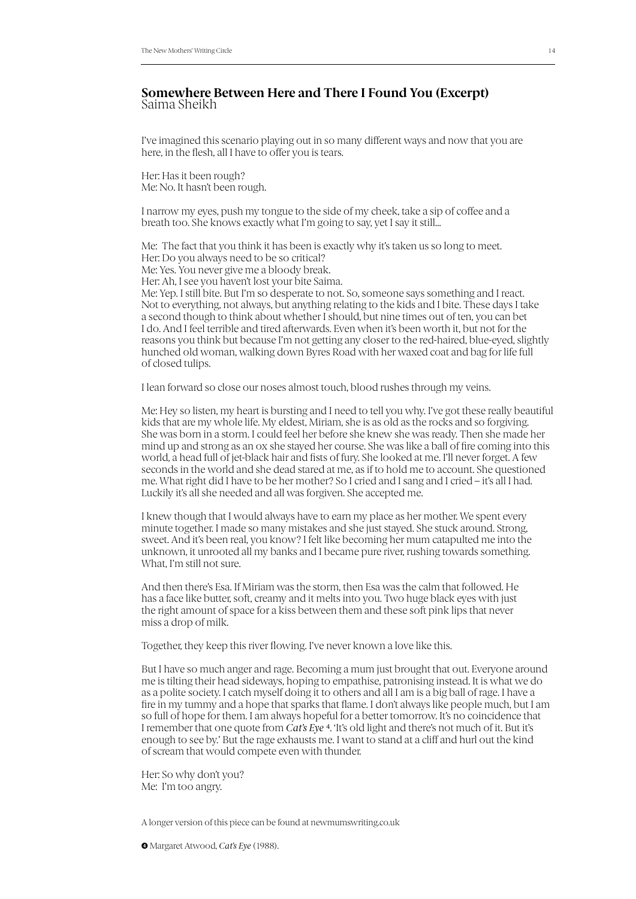## Somewhere Between Here and There I Found You (Excerpt)

Saima Sheikh

I've imagined this scenario playing out in so many different ways and now that you are here, in the flesh, all I have to offer you is tears.

Her: Has it been rough?
Me: No. It hasn't been rough.

I narrow my eyes, push my tongue to the side of my cheek, take a sip of coffee and a breath too. She knows exactly what I'm going to say, yet I say it still...

Me: The fact that you think it has been is exactly why it's taken us so long to meet.
Her: Do you always need to be so critical?
Me: Yes. You never give me a bloody break.
Her: Ah, I see you haven't lost your bite Saima.
Me: Yep. I still bite. But I'm so desperate to not. So, someone says something and I react. Not to everything, not always, but anything relating to the kids and I bite. These days I take a second though to think about whether I should, but nine times out of ten, you can bet I do. And I feel terrible and tired afterwards. Even when it's been worth it, but not for the reasons you think but because I'm not getting any closer to the red-haired, blue-eyed, slightly hunched old woman, walking down Byres Road with her waxed coat and bag for life full of closed tulips.

I lean forward so close our noses almost touch, blood rushes through my veins.

Me: Hey so listen, my heart is bursting and I need to tell you why. I've got these really beautiful kids that are my whole life. My eldest, Miriam, she is as old as the rocks and so forgiving. She was born in a storm. I could feel her before she knew she was ready. Then she made her mind up and strong as an ox she stayed her course. She was like a ball of fire coming into this world, a head full of jet-black hair and fists of fury. She looked at me. I'll never forget. A few seconds in the world and she dead stared at me, as if to hold me to account. She questioned me. What right did I have to be her mother? So I cried and I sang and I cried – it's all I had. Luckily it's all she needed and all was forgiven. She accepted me.

I knew though that I would always have to earn my place as her mother. We spent every minute together. I made so many mistakes and she just stayed. She stuck around. Strong, sweet. And it's been real, you know? I felt like becoming her mum catapulted me into the unknown, it unrooted all my banks and I became pure river, rushing towards something. What, I'm still not sure.

And then there's Esa. If Miriam was the storm, then Esa was the calm that followed. He has a face like butter, soft, creamy and it melts into you. Two huge black eyes with just the right amount of space for a kiss between them and these soft pink lips that never miss a drop of milk.

Together, they keep this river flowing. I've never known a love like this.

But I have so much anger and rage. Becoming a mum just brought that out. Everyone around me is tilting their head sideways, hoping to empathise, patronising instead. It is what we do as a polite society. I catch myself doing it to others and all I am is a big ball of rage. I have a fire in my tummy and a hope that sparks that flame. I don't always like people much, but I am so full of hope for them. I am always hopeful for a better tomorrow. It's no coincidence that I remember that one quote from *Cat's Eye* [4]. 'It's old light and there's not much of it. But it's enough to see by.' But the rage exhausts me. I want to stand at a cliff and hurl out the kind of scream that would compete even with thunder.

Her: So why don't you?
Me: I'm too angry.

A longer version of this piece can be found at newmumswriting.co.uk

[4] Margaret Atwood, *Cat's Eye* (1988).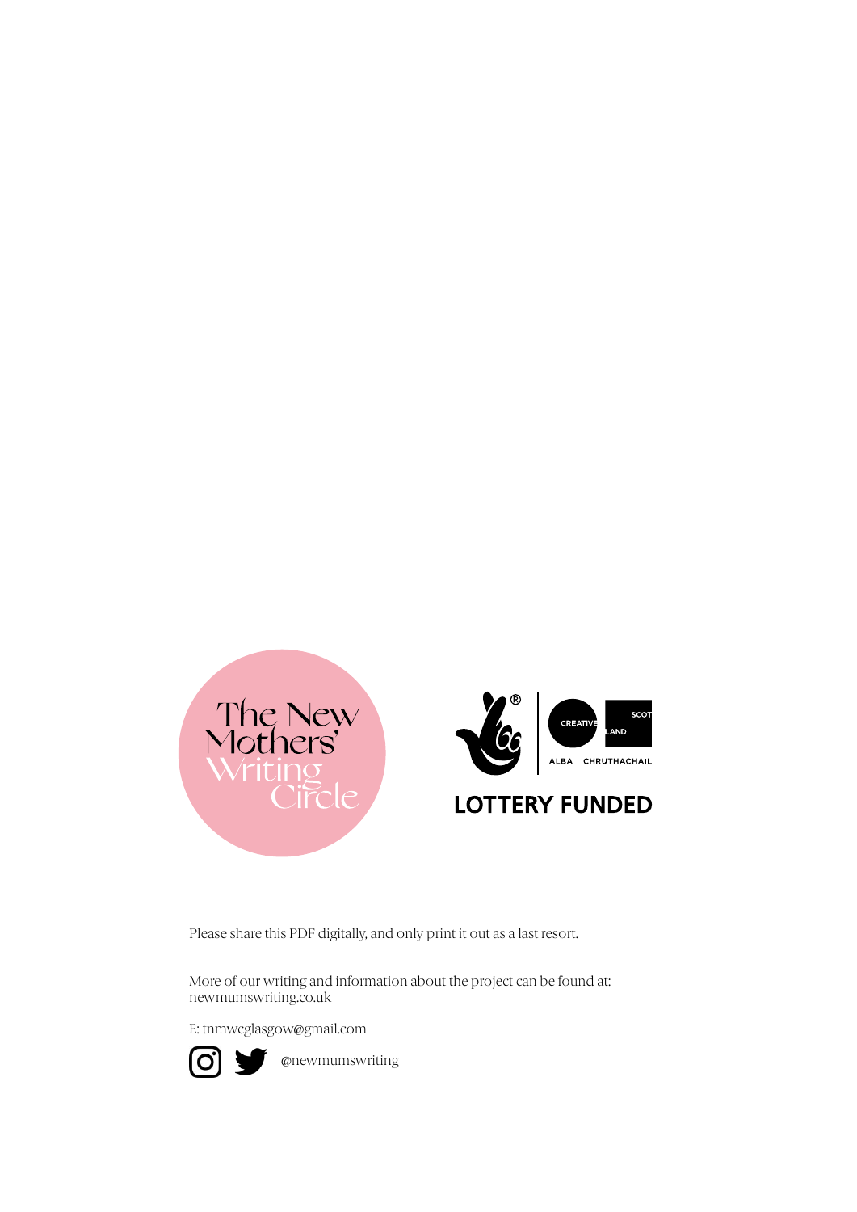The New Mothers' Writing Circle

CREATIVE SCOTLAND

ALBA | CHRUTHACHAIL

LOTTERY FUNDED

Please share this PDF digitally, and only print it out as a last resort.

More of our writing and information about the project can be found at:
newmumswriting.co.uk

E: tnmwcglasgow@gmail.com

@newmumswriting